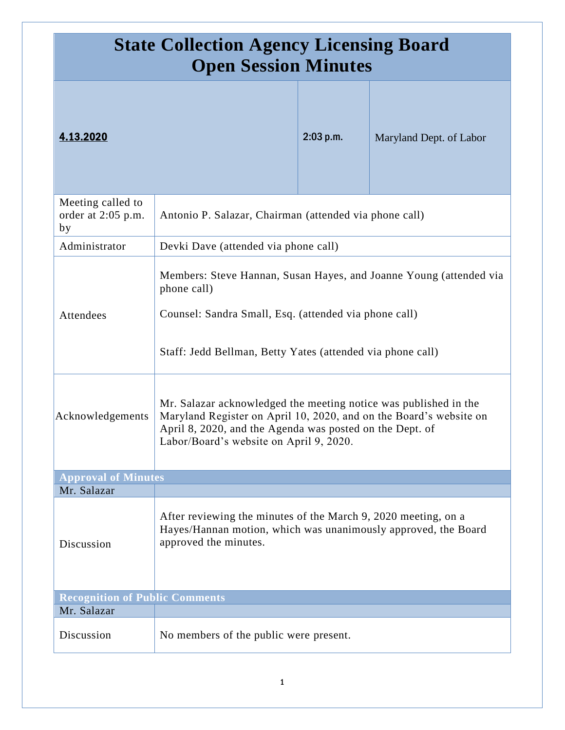# State Collection Agency Licensing Board
# Open Session Minutes

| **4.13.2020** | **2:03 p.m.** | Maryland Dept. of Labor |
|---|---|---|

| | |
|---|---|
| Meeting called to order at 2:05 p.m. by | Antonio P. Salazar, Chairman (attended via phone call) |
| Administrator | Devki Dave (attended via phone call) |
| Attendees | Members: Steve Hannan, Susan Hayes, and Joanne Young (attended via phone call)<br><br>Counsel: Sandra Small, Esq. (attended via phone call)<br><br>Staff: Jedd Bellman, Betty Yates (attended via phone call) |
| Acknowledgements | Mr. Salazar acknowledged the meeting notice was published in the Maryland Register on April 10, 2020, and on the Board's website on April 8, 2020, and the Agenda was posted on the Dept. of Labor/Board's website on April 9, 2020. |

## Approval of Minutes

| Mr. Salazar | |
|---|---|
| Discussion | After reviewing the minutes of the March 9, 2020 meeting, on a Hayes/Hannan motion, which was unanimously approved, the Board approved the minutes. |

## Recognition of Public Comments

| Mr. Salazar | |
|---|---|
| Discussion | No members of the public were present. |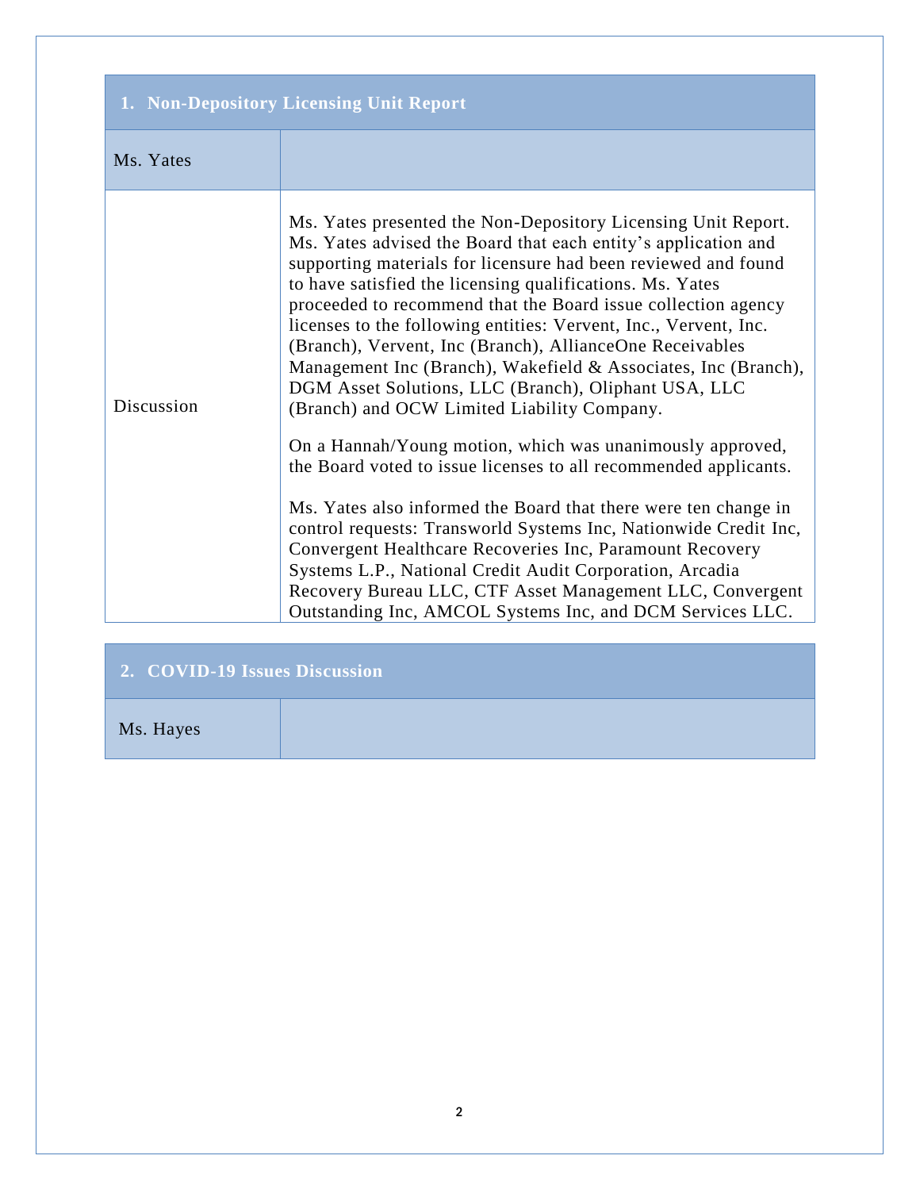| 1. Non-Depository Licensing Unit Report | |
|---|---|
| Ms. Yates | |
| Discussion | Ms. Yates presented the Non-Depository Licensing Unit Report. Ms. Yates advised the Board that each entity's application and supporting materials for licensure had been reviewed and found to have satisfied the licensing qualifications. Ms. Yates proceeded to recommend that the Board issue collection agency licenses to the following entities: Vervent, Inc., Vervent, Inc. (Branch), Vervent, Inc (Branch), AllianceOne Receivables Management Inc (Branch), Wakefield & Associates, Inc (Branch), DGM Asset Solutions, LLC (Branch), Oliphant USA, LLC (Branch) and OCW Limited Liability Company.<br><br>On a Hannah/Young motion, which was unanimously approved, the Board voted to issue licenses to all recommended applicants.<br><br>Ms. Yates also informed the Board that there were ten change in control requests: Transworld Systems Inc, Nationwide Credit Inc, Convergent Healthcare Recoveries Inc, Paramount Recovery Systems L.P., National Credit Audit Corporation, Arcadia Recovery Bureau LLC, CTF Asset Management LLC, Convergent Outstanding Inc, AMCOL Systems Inc, and DCM Services LLC. |

| 2. COVID-19 Issues Discussion | |
|---|---|
| Ms. Hayes | |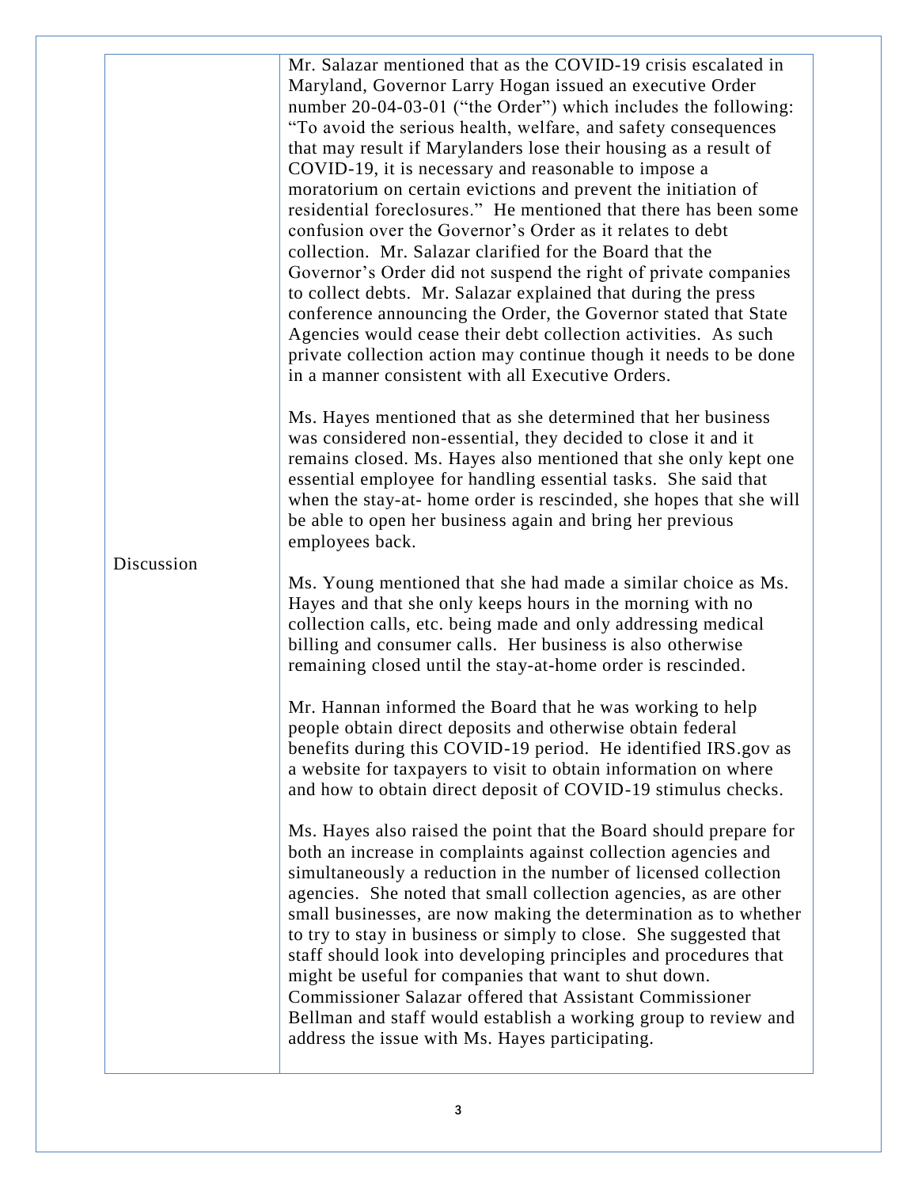| | |
|---|---|
| Discussion | Mr. Salazar mentioned that as the COVID-19 crisis escalated in Maryland, Governor Larry Hogan issued an executive Order number 20-04-03-01 ("the Order") which includes the following: "To avoid the serious health, welfare, and safety consequences that may result if Marylanders lose their housing as a result of COVID-19, it is necessary and reasonable to impose a moratorium on certain evictions and prevent the initiation of residential foreclosures." He mentioned that there has been some confusion over the Governor's Order as it relates to debt collection. Mr. Salazar clarified for the Board that the Governor's Order did not suspend the right of private companies to collect debts. Mr. Salazar explained that during the press conference announcing the Order, the Governor stated that State Agencies would cease their debt collection activities. As such private collection action may continue though it needs to be done in a manner consistent with all Executive Orders.<br><br>Ms. Hayes mentioned that as she determined that her business was considered non-essential, they decided to close it and it remains closed. Ms. Hayes also mentioned that she only kept one essential employee for handling essential tasks. She said that when the stay-at- home order is rescinded, she hopes that she will be able to open her business again and bring her previous employees back.<br><br>Ms. Young mentioned that she had made a similar choice as Ms. Hayes and that she only keeps hours in the morning with no collection calls, etc. being made and only addressing medical billing and consumer calls. Her business is also otherwise remaining closed until the stay-at-home order is rescinded.<br><br>Mr. Hannan informed the Board that he was working to help people obtain direct deposits and otherwise obtain federal benefits during this COVID-19 period. He identified IRS.gov as a website for taxpayers to visit to obtain information on where and how to obtain direct deposit of COVID-19 stimulus checks.<br><br>Ms. Hayes also raised the point that the Board should prepare for both an increase in complaints against collection agencies and simultaneously a reduction in the number of licensed collection agencies. She noted that small collection agencies, as are other small businesses, are now making the determination as to whether to try to stay in business or simply to close. She suggested that staff should look into developing principles and procedures that might be useful for companies that want to shut down. Commissioner Salazar offered that Assistant Commissioner Bellman and staff would establish a working group to review and address the issue with Ms. Hayes participating. |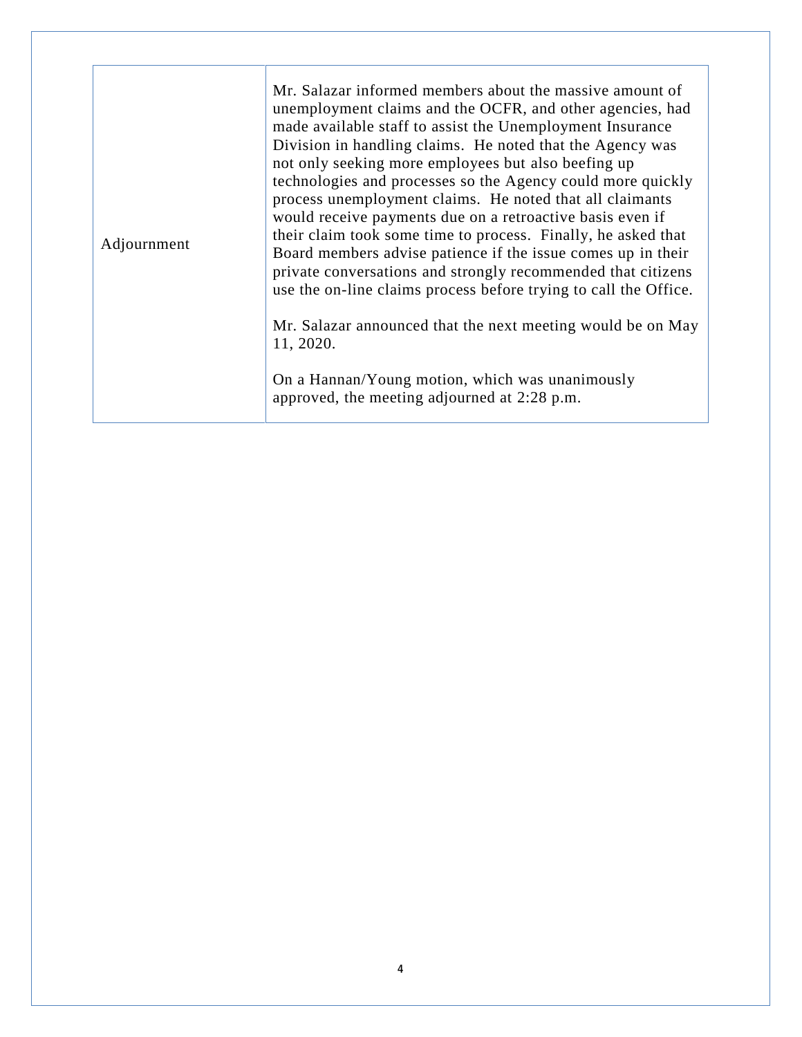| | |
|---|---|
| Adjournment | Mr. Salazar informed members about the massive amount of unemployment claims and the OCFR, and other agencies, had made available staff to assist the Unemployment Insurance Division in handling claims. He noted that the Agency was not only seeking more employees but also beefing up technologies and processes so the Agency could more quickly process unemployment claims. He noted that all claimants would receive payments due on a retroactive basis even if their claim took some time to process. Finally, he asked that Board members advise patience if the issue comes up in their private conversations and strongly recommended that citizens use the on-line claims process before trying to call the Office.<br><br>Mr. Salazar announced that the next meeting would be on May 11, 2020.<br><br>On a Hannan/Young motion, which was unanimously approved, the meeting adjourned at 2:28 p.m. |